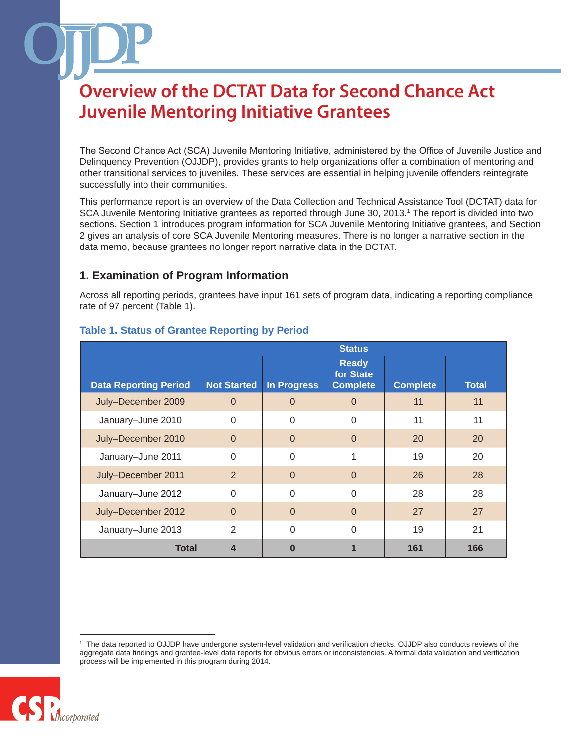# Overview of the DCTAT Data for Second Chance Act Juvenile Mentoring Initiative Grantees

The Second Chance Act (SCA) Juvenile Mentoring Initiative, administered by the Office of Juvenile Justice and Delinquency Prevention (OJJDP), provides grants to help organizations offer a combination of mentoring and other transitional services to juveniles. These services are essential in helping juvenile offenders reintegrate successfully into their communities.

This performance report is an overview of the Data Collection and Technical Assistance Tool (DCTAT) data for SCA Juvenile Mentoring Initiative grantees as reported through June 30, 2013.[1] The report is divided into two sections. Section 1 introduces program information for SCA Juvenile Mentoring Initiative grantees, and Section 2 gives an analysis of core SCA Juvenile Mentoring measures. There is no longer a narrative section in the data memo, because grantees no longer report narrative data in the DCTAT.

## 1. Examination of Program Information

Across all reporting periods, grantees have input 161 sets of program data, indicating a reporting compliance rate of 97 percent (Table 1).

**Table 1. Status of Grantee Reporting by Period**

| | Status | | | | |
|---|---|---|---|---|---|
| **Data Reporting Period** | **Not Started** | **In Progress** | **Ready for State Complete** | **Complete** | **Total** |
| July–December 2009 | 0 | 0 | 0 | 11 | 11 |
| January–June 2010 | 0 | 0 | 0 | 11 | 11 |
| July–December 2010 | 0 | 0 | 0 | 20 | 20 |
| January–June 2011 | 0 | 0 | 1 | 19 | 20 |
| July–December 2011 | 2 | 0 | 0 | 26 | 28 |
| January–June 2012 | 0 | 0 | 0 | 28 | 28 |
| July–December 2012 | 0 | 0 | 0 | 27 | 27 |
| January–June 2013 | 2 | 0 | 0 | 19 | 21 |
| **Total** | **4** | **0** | **1** | **161** | **166** |

[1] The data reported to OJJDP have undergone system-level validation and verification checks. OJJDP also conducts reviews of the aggregate data findings and grantee-level data reports for obvious errors or inconsistencies. A formal data validation and verification process will be implemented in this program during 2014.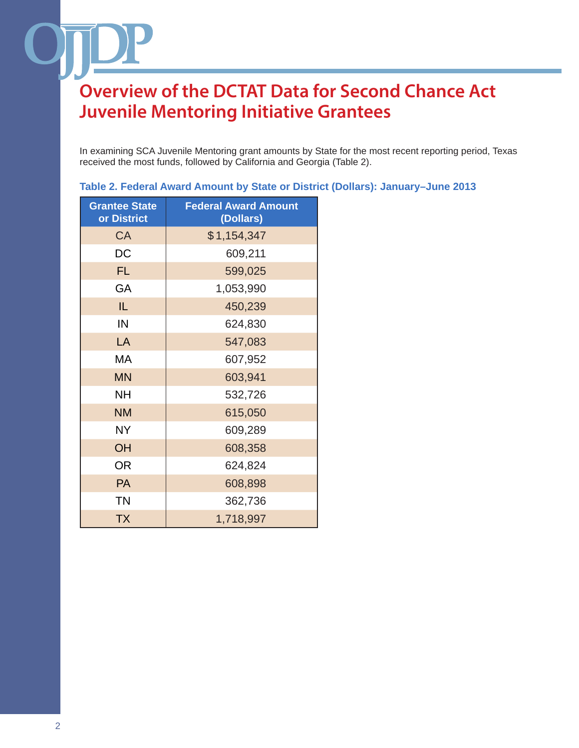# Overview of the DCTAT Data for Second Chance Act Juvenile Mentoring Initiative Grantees

In examining SCA Juvenile Mentoring grant amounts by State for the most recent reporting period, Texas received the most funds, followed by California and Georgia (Table 2).

**Table 2. Federal Award Amount by State or District (Dollars): January–June 2013**

| Grantee State or District | Federal Award Amount (Dollars) |
|---|---|
| CA | $1,154,347 |
| DC | 609,211 |
| FL | 599,025 |
| GA | 1,053,990 |
| IL | 450,239 |
| IN | 624,830 |
| LA | 547,083 |
| MA | 607,952 |
| MN | 603,941 |
| NH | 532,726 |
| NM | 615,050 |
| NY | 609,289 |
| OH | 608,358 |
| OR | 624,824 |
| PA | 608,898 |
| TN | 362,736 |
| TX | 1,718,997 |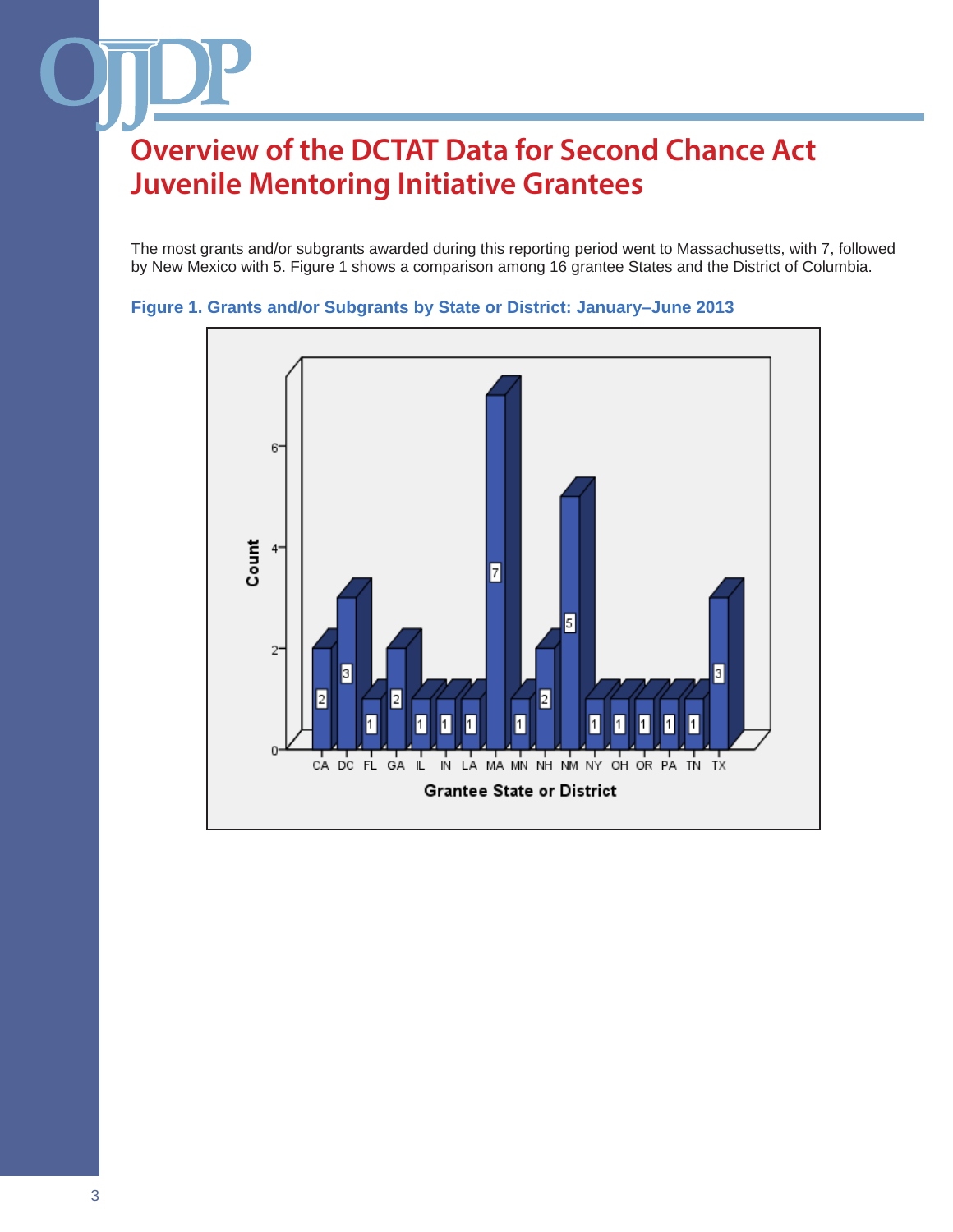# Overview of the DCTAT Data for Second Chance Act Juvenile Mentoring Initiative Grantees

The most grants and/or subgrants awarded during this reporting period went to Massachusetts, with 7, followed by New Mexico with 5. Figure 1 shows a comparison among 16 grantee States and the District of Columbia.

**Figure 1. Grants and/or Subgrants by State or District: January–June 2013**

| Grantee State or District | Count |
|---|---|
| CA | 2 |
| DC | 3 |
| FL | 1 |
| GA | 2 |
| IL | 1 |
| IN | 1 |
| LA | 1 |
| MA | 7 |
| MN | 1 |
| NH | 2 |
| NM | 5 |
| NY | 1 |
| OH | 1 |
| OR | 1 |
| PA | 1 |
| TN | 1 |
| TX | 3 |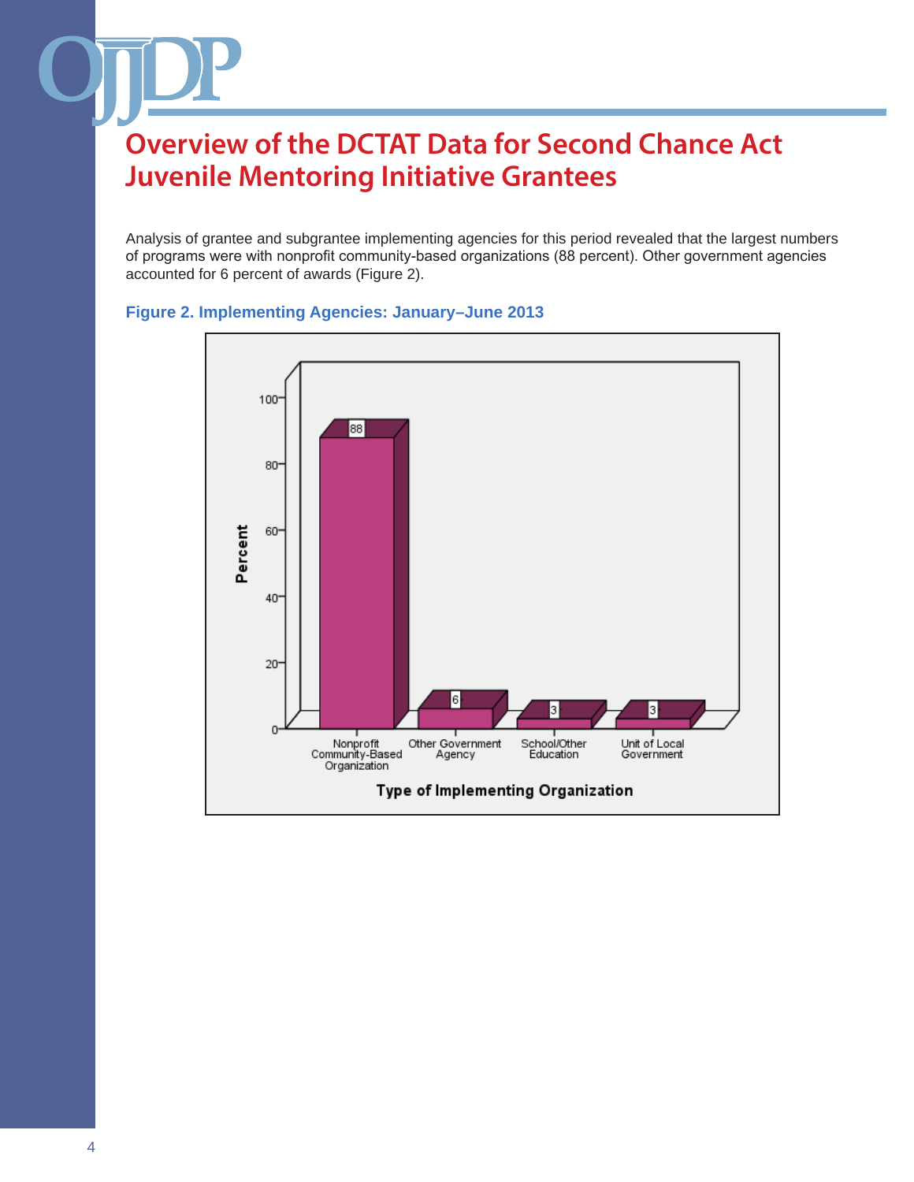# Overview of the DCTAT Data for Second Chance Act Juvenile Mentoring Initiative Grantees

Analysis of grantee and subgrantee implementing agencies for this period revealed that the largest numbers of programs were with nonprofit community-based organizations (88 percent). Other government agencies accounted for 6 percent of awards (Figure 2).

### Figure 2. Implementing Agencies: January–June 2013

| Type of Implementing Organization | Percent |
|---|---|
| Nonprofit Community-Based Organization | 88 |
| Other Government Agency | 6 |
| School/Other Education | 3 |
| Unit of Local Government | 3 |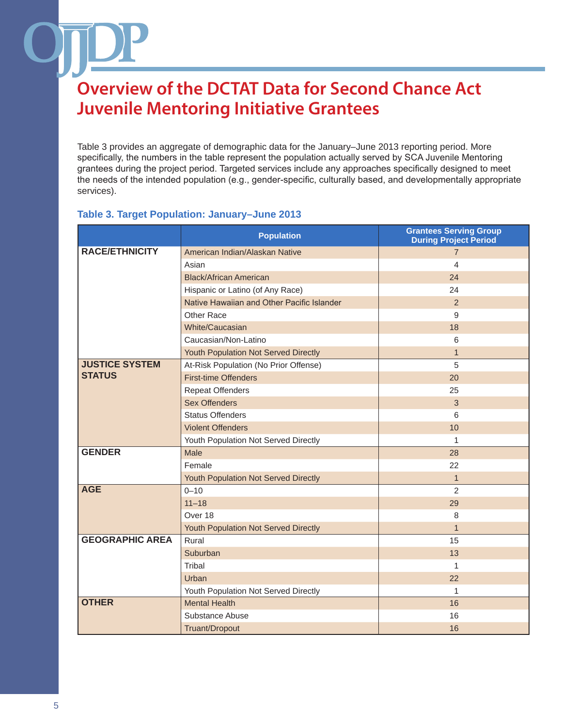# Overview of the DCTAT Data for Second Chance Act Juvenile Mentoring Initiative Grantees

Table 3 provides an aggregate of demographic data for the January–June 2013 reporting period. More specifically, the numbers in the table represent the population actually served by SCA Juvenile Mentoring grantees during the project period. Targeted services include any approaches specifically designed to meet the needs of the intended population (e.g., gender-specific, culturally based, and developmentally appropriate services).

### Table 3. Target Population: January–June 2013

| | Population | Grantees Serving Group During Project Period |
|---|---|---|
| **RACE/ETHNICITY** | American Indian/Alaskan Native | 7 |
| | Asian | 4 |
| | Black/African American | 24 |
| | Hispanic or Latino (of Any Race) | 24 |
| | Native Hawaiian and Other Pacific Islander | 2 |
| | Other Race | 9 |
| | White/Caucasian | 18 |
| | Caucasian/Non-Latino | 6 |
| | Youth Population Not Served Directly | 1 |
| **JUSTICE SYSTEM STATUS** | At-Risk Population (No Prior Offense) | 5 |
| | First-time Offenders | 20 |
| | Repeat Offenders | 25 |
| | Sex Offenders | 3 |
| | Status Offenders | 6 |
| | Violent Offenders | 10 |
| | Youth Population Not Served Directly | 1 |
| **GENDER** | Male | 28 |
| | Female | 22 |
| | Youth Population Not Served Directly | 1 |
| **AGE** | 0–10 | 2 |
| | 11–18 | 29 |
| | Over 18 | 8 |
| | Youth Population Not Served Directly | 1 |
| **GEOGRAPHIC AREA** | Rural | 15 |
| | Suburban | 13 |
| | Tribal | 1 |
| | Urban | 22 |
| | Youth Population Not Served Directly | 1 |
| **OTHER** | Mental Health | 16 |
| | Substance Abuse | 16 |
| | Truant/Dropout | 16 |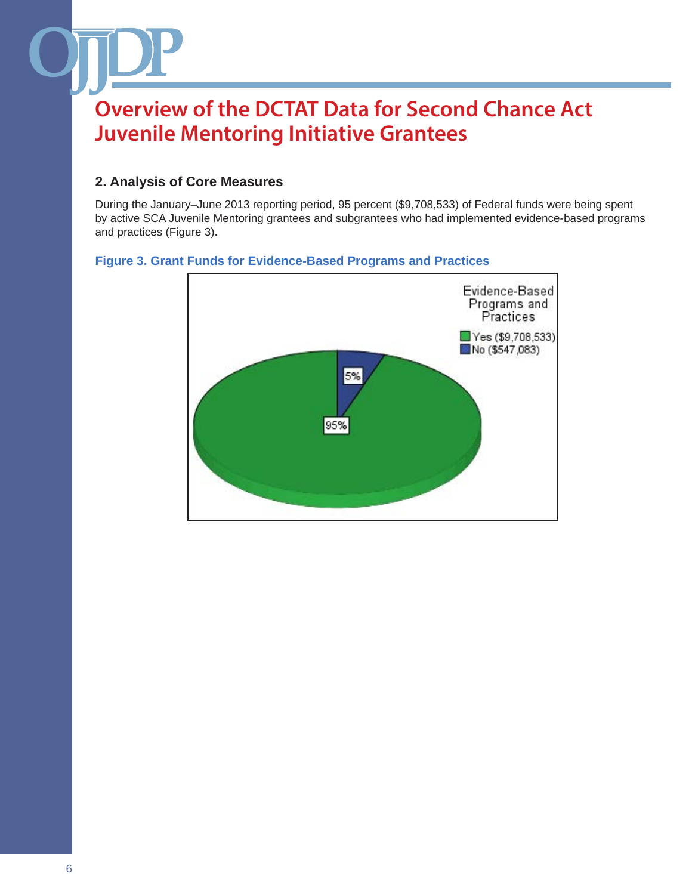# Overview of the DCTAT Data for Second Chance Act Juvenile Mentoring Initiative Grantees

## 2. Analysis of Core Measures

During the January–June 2013 reporting period, 95 percent ($9,708,533) of Federal funds were being spent by active SCA Juvenile Mentoring grantees and subgrantees who had implemented evidence-based programs and practices (Figure 3).

**Figure 3. Grant Funds for Evidence-Based Programs and Practices**

Evidence-Based Programs and Practices

- Yes ($9,708,533) — 95%
- No ($547,083) — 5%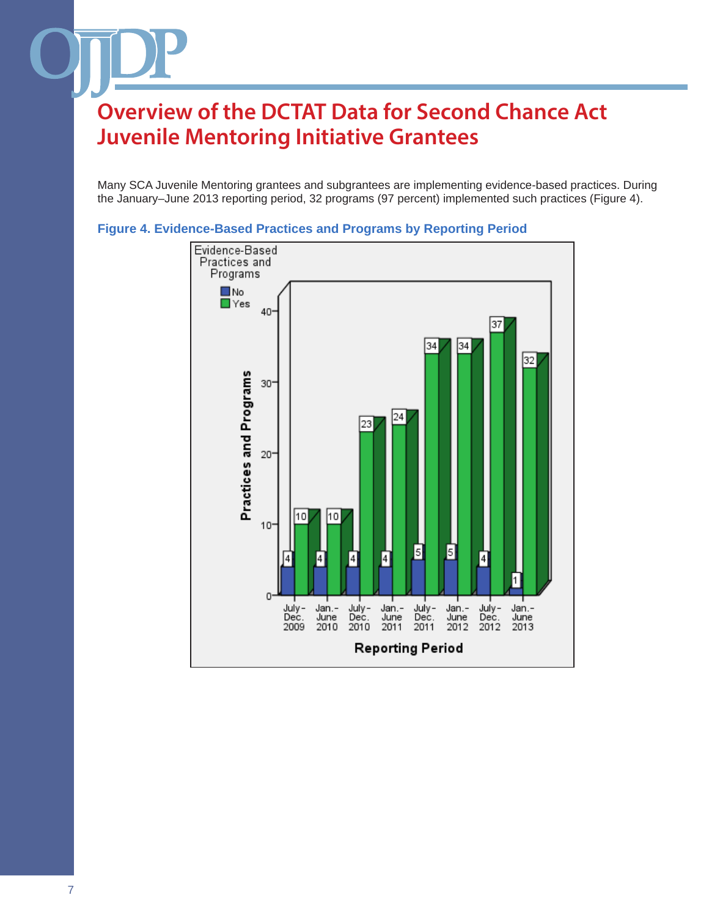# Overview of the DCTAT Data for Second Chance Act Juvenile Mentoring Initiative Grantees

Many SCA Juvenile Mentoring grantees and subgrantees are implementing evidence-based practices. During the January–June 2013 reporting period, 32 programs (97 percent) implemented such practices (Figure 4).

**Figure 4. Evidence-Based Practices and Programs by Reporting Period**

| Reporting Period | No | Yes |
|---|---|---|
| July–Dec. 2009 | 4 | 10 |
| Jan.–June 2010 | 4 | 10 |
| July–Dec. 2010 | 4 | 23 |
| Jan.–June 2011 | 4 | 24 |
| July–Dec. 2011 | 5 | 34 |
| Jan.–June 2012 | 5 | 34 |
| July–Dec. 2012 | 4 | 37 |
| Jan.–June 2013 | 1 | 32 |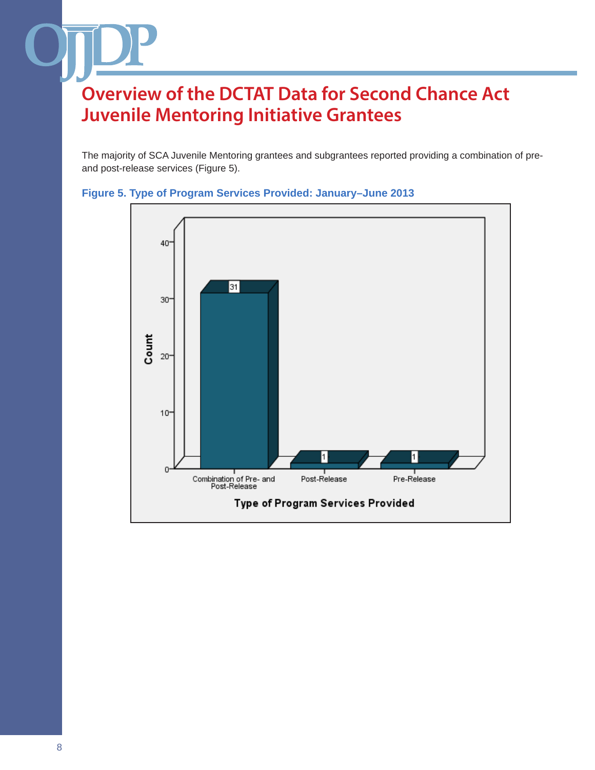# Overview of the DCTAT Data for Second Chance Act Juvenile Mentoring Initiative Grantees

The majority of SCA Juvenile Mentoring grantees and subgrantees reported providing a combination of pre- and post-release services (Figure 5).

**Figure 5. Type of Program Services Provided: January–June 2013**

| Type of Program Services Provided | Count |
|---|---|
| Combination of Pre- and Post-Release | 31 |
| Post-Release | 1 |
| Pre-Release | 1 |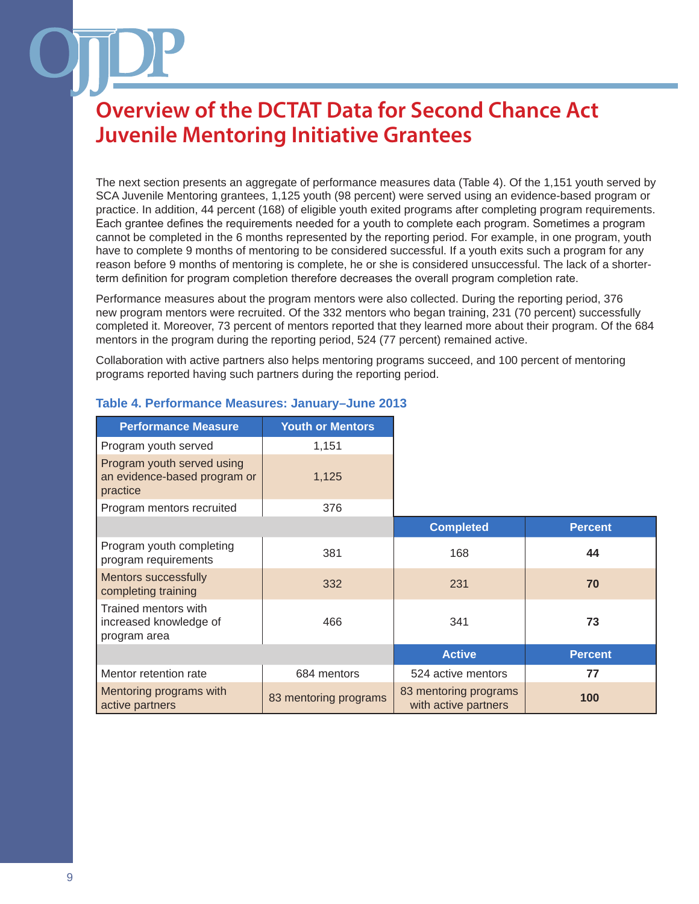# Overview of the DCTAT Data for Second Chance Act Juvenile Mentoring Initiative Grantees

The next section presents an aggregate of performance measures data (Table 4). Of the 1,151 youth served by SCA Juvenile Mentoring grantees, 1,125 youth (98 percent) were served using an evidence-based program or practice. In addition, 44 percent (168) of eligible youth exited programs after completing program requirements. Each grantee defines the requirements needed for a youth to complete each program. Sometimes a program cannot be completed in the 6 months represented by the reporting period. For example, in one program, youth have to complete 9 months of mentoring to be considered successful. If a youth exits such a program for any reason before 9 months of mentoring is complete, he or she is considered unsuccessful. The lack of a shorter-term definition for program completion therefore decreases the overall program completion rate.

Performance measures about the program mentors were also collected. During the reporting period, 376 new program mentors were recruited. Of the 332 mentors who began training, 231 (70 percent) successfully completed it. Moreover, 73 percent of mentors reported that they learned more about their program. Of the 684 mentors in the program during the reporting period, 524 (77 percent) remained active.

Collaboration with active partners also helps mentoring programs succeed, and 100 percent of mentoring programs reported having such partners during the reporting period.

### Table 4. Performance Measures: January–June 2013

| Performance Measure | Youth or Mentors | | |
|---|---|---|---|
| Program youth served | 1,151 | | |
| Program youth served using an evidence-based program or practice | 1,125 | | |
| Program mentors recruited | 376 | | |
| | | **Completed** | **Percent** |
| Program youth completing program requirements | 381 | 168 | **44** |
| Mentors successfully completing training | 332 | 231 | **70** |
| Trained mentors with increased knowledge of program area | 466 | 341 | **73** |
| | | **Active** | **Percent** |
| Mentor retention rate | 684 mentors | 524 active mentors | **77** |
| Mentoring programs with active partners | 83 mentoring programs | 83 mentoring programs with active partners | **100** |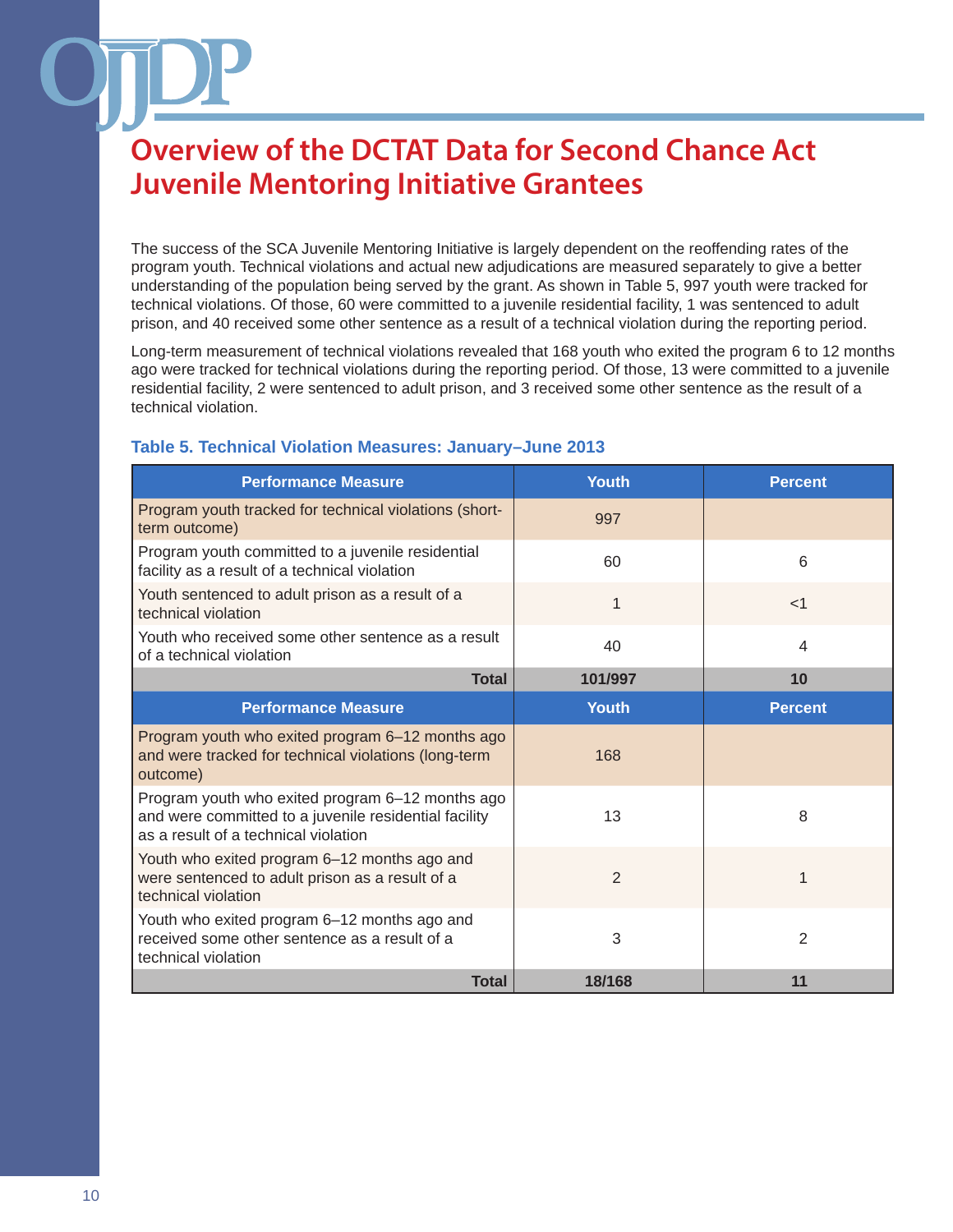# Overview of the DCTAT Data for Second Chance Act Juvenile Mentoring Initiative Grantees

The success of the SCA Juvenile Mentoring Initiative is largely dependent on the reoffending rates of the program youth. Technical violations and actual new adjudications are measured separately to give a better understanding of the population being served by the grant. As shown in Table 5, 997 youth were tracked for technical violations. Of those, 60 were committed to a juvenile residential facility, 1 was sentenced to adult prison, and 40 received some other sentence as a result of a technical violation during the reporting period.

Long-term measurement of technical violations revealed that 168 youth who exited the program 6 to 12 months ago were tracked for technical violations during the reporting period. Of those, 13 were committed to a juvenile residential facility, 2 were sentenced to adult prison, and 3 received some other sentence as the result of a technical violation.

### Table 5. Technical Violation Measures: January–June 2013

| Performance Measure | Youth | Percent |
|---|---|---|
| Program youth tracked for technical violations (short-term outcome) | 997 | |
| Program youth committed to a juvenile residential facility as a result of a technical violation | 60 | 6 |
| Youth sentenced to adult prison as a result of a technical violation | 1 | <1 |
| Youth who received some other sentence as a result of a technical violation | 40 | 4 |
| **Total** | **101/997** | **10** |
| **Performance Measure** | **Youth** | **Percent** |
| Program youth who exited program 6–12 months ago and were tracked for technical violations (long-term outcome) | 168 | |
| Program youth who exited program 6–12 months ago and were committed to a juvenile residential facility as a result of a technical violation | 13 | 8 |
| Youth who exited program 6–12 months ago and were sentenced to adult prison as a result of a technical violation | 2 | 1 |
| Youth who exited program 6–12 months ago and received some other sentence as a result of a technical violation | 3 | 2 |
| **Total** | **18/168** | **11** |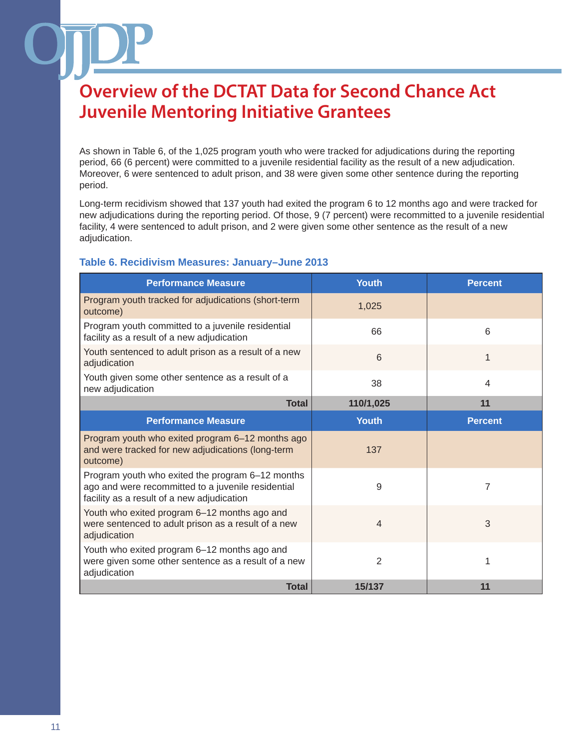# Overview of the DCTAT Data for Second Chance Act Juvenile Mentoring Initiative Grantees

As shown in Table 6, of the 1,025 program youth who were tracked for adjudications during the reporting period, 66 (6 percent) were committed to a juvenile residential facility as the result of a new adjudication. Moreover, 6 were sentenced to adult prison, and 38 were given some other sentence during the reporting period.

Long-term recidivism showed that 137 youth had exited the program 6 to 12 months ago and were tracked for new adjudications during the reporting period. Of those, 9 (7 percent) were recommitted to a juvenile residential facility, 4 were sentenced to adult prison, and 2 were given some other sentence as the result of a new adjudication.

### Table 6. Recidivism Measures: January–June 2013

| Performance Measure | Youth | Percent |
|---|---|---|
| Program youth tracked for adjudications (short-term outcome) | 1,025 | |
| Program youth committed to a juvenile residential facility as a result of a new adjudication | 66 | 6 |
| Youth sentenced to adult prison as a result of a new adjudication | 6 | 1 |
| Youth given some other sentence as a result of a new adjudication | 38 | 4 |
| **Total** | **110/1,025** | **11** |
| **Performance Measure** | **Youth** | **Percent** |
| Program youth who exited program 6–12 months ago and were tracked for new adjudications (long-term outcome) | 137 | |
| Program youth who exited the program 6–12 months ago and were recommitted to a juvenile residential facility as a result of a new adjudication | 9 | 7 |
| Youth who exited program 6–12 months ago and were sentenced to adult prison as a result of a new adjudication | 4 | 3 |
| Youth who exited program 6–12 months ago and were given some other sentence as a result of a new adjudication | 2 | 1 |
| **Total** | **15/137** | **11** |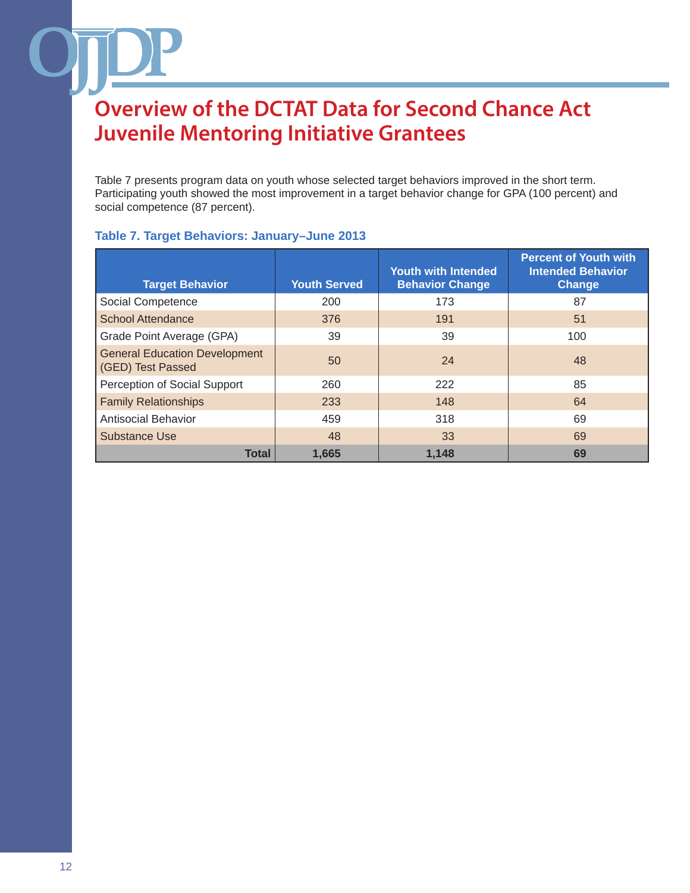# Overview of the DCTAT Data for Second Chance Act Juvenile Mentoring Initiative Grantees

Table 7 presents program data on youth whose selected target behaviors improved in the short term. Participating youth showed the most improvement in a target behavior change for GPA (100 percent) and social competence (87 percent).

### Table 7. Target Behaviors: January–June 2013

| Target Behavior | Youth Served | Youth with Intended Behavior Change | Percent of Youth with Intended Behavior Change |
|---|---|---|---|
| Social Competence | 200 | 173 | 87 |
| School Attendance | 376 | 191 | 51 |
| Grade Point Average (GPA) | 39 | 39 | 100 |
| General Education Development (GED) Test Passed | 50 | 24 | 48 |
| Perception of Social Support | 260 | 222 | 85 |
| Family Relationships | 233 | 148 | 64 |
| Antisocial Behavior | 459 | 318 | 69 |
| Substance Use | 48 | 33 | 69 |
| **Total** | **1,665** | **1,148** | **69** |